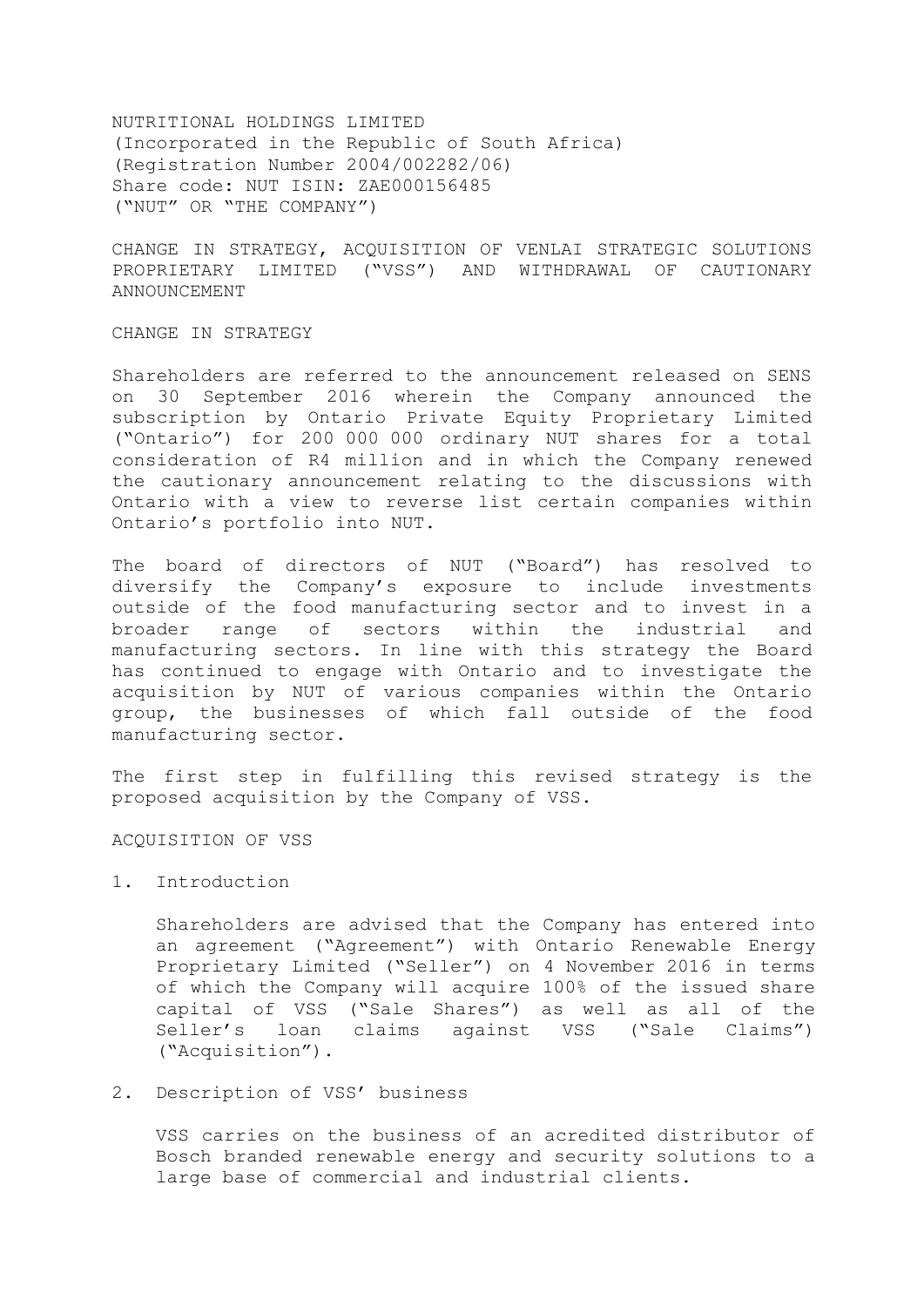NUTRITIONAL HOLDINGS LIMITED
(Incorporated in the Republic of South Africa)
(Registration Number 2004/002282/06)
Share code: NUT ISIN: ZAE000156485
("NUT" OR "THE COMPANY")

## CHANGE IN STRATEGY, ACQUISITION OF VENLAI STRATEGIC SOLUTIONS PROPRIETARY LIMITED ("VSS") AND WITHDRAWAL OF CAUTIONARY ANNOUNCEMENT

### CHANGE IN STRATEGY

Shareholders are referred to the announcement released on SENS on 30 September 2016 wherein the Company announced the subscription by Ontario Private Equity Proprietary Limited ("Ontario") for 200 000 000 ordinary NUT shares for a total consideration of R4 million and in which the Company renewed the cautionary announcement relating to the discussions with Ontario with a view to reverse list certain companies within Ontario's portfolio into NUT.

The board of directors of NUT ("Board") has resolved to diversify the Company's exposure to include investments outside of the food manufacturing sector and to invest in a broader range of sectors within the industrial and manufacturing sectors. In line with this strategy the Board has continued to engage with Ontario and to investigate the acquisition by NUT of various companies within the Ontario group, the businesses of which fall outside of the food manufacturing sector.

The first step in fulfilling this revised strategy is the proposed acquisition by the Company of VSS.

### ACQUISITION OF VSS

1. Introduction

   Shareholders are advised that the Company has entered into an agreement ("Agreement") with Ontario Renewable Energy Proprietary Limited ("Seller") on 4 November 2016 in terms of which the Company will acquire 100% of the issued share capital of VSS ("Sale Shares") as well as all of the Seller's loan claims against VSS ("Sale Claims") ("Acquisition").

2. Description of VSS' business

   VSS carries on the business of an acredited distributor of Bosch branded renewable energy and security solutions to a large base of commercial and industrial clients.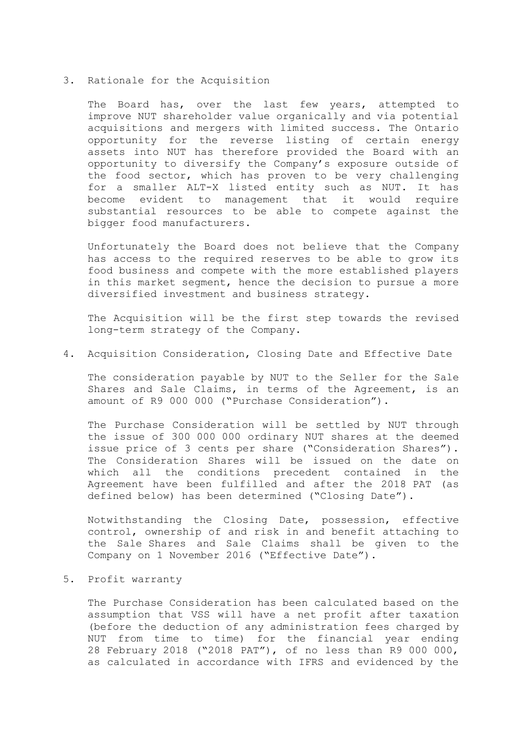## 3. Rationale for the Acquisition

The Board has, over the last few years, attempted to improve NUT shareholder value organically and via potential acquisitions and mergers with limited success. The Ontario opportunity for the reverse listing of certain energy assets into NUT has therefore provided the Board with an opportunity to diversify the Company's exposure outside of the food sector, which has proven to be very challenging for a smaller ALT-X listed entity such as NUT. It has become evident to management that it would require substantial resources to be able to compete against the bigger food manufacturers.

Unfortunately the Board does not believe that the Company has access to the required reserves to be able to grow its food business and compete with the more established players in this market segment, hence the decision to pursue a more diversified investment and business strategy.

The Acquisition will be the first step towards the revised long-term strategy of the Company.

## 4. Acquisition Consideration, Closing Date and Effective Date

The consideration payable by NUT to the Seller for the Sale Shares and Sale Claims, in terms of the Agreement, is an amount of R9 000 000 ("Purchase Consideration").

The Purchase Consideration will be settled by NUT through the issue of 300 000 000 ordinary NUT shares at the deemed issue price of 3 cents per share ("Consideration Shares"). The Consideration Shares will be issued on the date on which all the conditions precedent contained in the Agreement have been fulfilled and after the 2018 PAT (as defined below) has been determined ("Closing Date").

Notwithstanding the Closing Date, possession, effective control, ownership of and risk in and benefit attaching to the Sale Shares and Sale Claims shall be given to the Company on 1 November 2016 ("Effective Date").

## 5. Profit warranty

The Purchase Consideration has been calculated based on the assumption that VSS will have a net profit after taxation (before the deduction of any administration fees charged by NUT from time to time) for the financial year ending 28 February 2018 ("2018 PAT"), of no less than R9 000 000, as calculated in accordance with IFRS and evidenced by the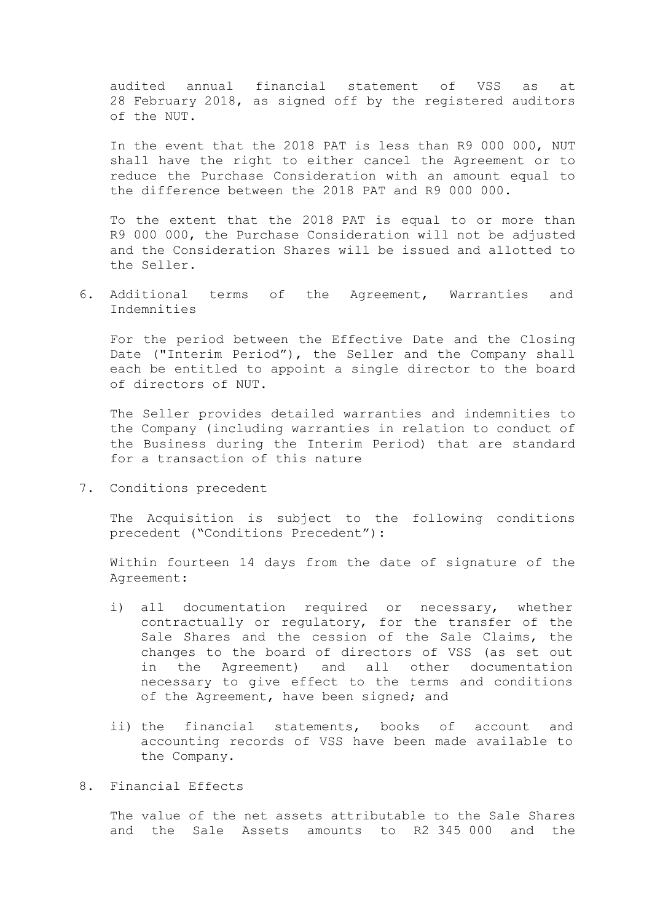audited annual financial statement of VSS as at 28 February 2018, as signed off by the registered auditors of the NUT.

In the event that the 2018 PAT is less than R9 000 000, NUT shall have the right to either cancel the Agreement or to reduce the Purchase Consideration with an amount equal to the difference between the 2018 PAT and R9 000 000.

To the extent that the 2018 PAT is equal to or more than R9 000 000, the Purchase Consideration will not be adjusted and the Consideration Shares will be issued and allotted to the Seller.

6. Additional terms of the Agreement, Warranties and Indemnities

   For the period between the Effective Date and the Closing Date ("Interim Period"), the Seller and the Company shall each be entitled to appoint a single director to the board of directors of NUT.

   The Seller provides detailed warranties and indemnities to the Company (including warranties in relation to conduct of the Business during the Interim Period) that are standard for a transaction of this nature

7. Conditions precedent

   The Acquisition is subject to the following conditions precedent ("Conditions Precedent"):

   Within fourteen 14 days from the date of signature of the Agreement:

   i) all documentation required or necessary, whether contractually or regulatory, for the transfer of the Sale Shares and the cession of the Sale Claims, the changes to the board of directors of VSS (as set out in the Agreement) and all other documentation necessary to give effect to the terms and conditions of the Agreement, have been signed; and

   ii) the financial statements, books of account and accounting records of VSS have been made available to the Company.

8. Financial Effects

   The value of the net assets attributable to the Sale Shares and the Sale Assets amounts to R2 345 000 and the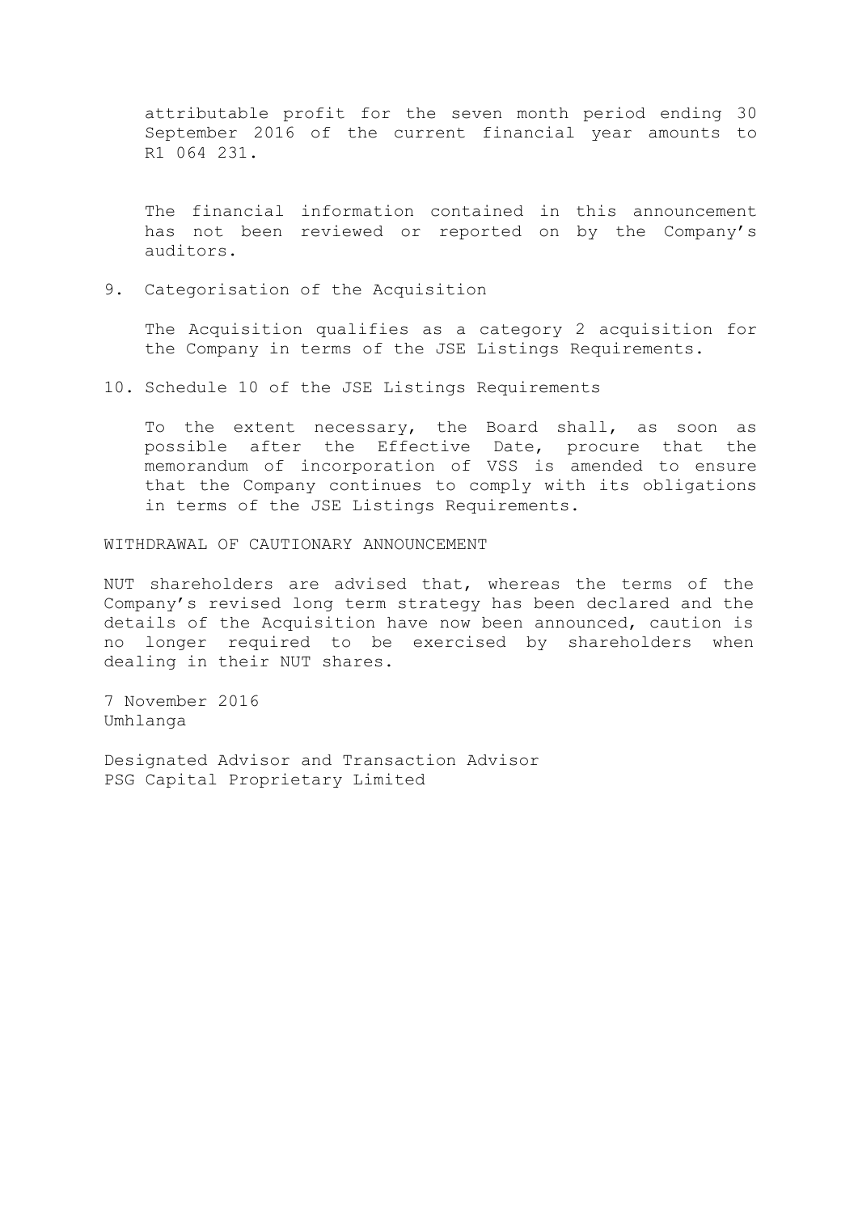attributable profit for the seven month period ending 30 September 2016 of the current financial year amounts to R1 064 231.

The financial information contained in this announcement has not been reviewed or reported on by the Company's auditors.

9. Categorisation of the Acquisition

   The Acquisition qualifies as a category 2 acquisition for the Company in terms of the JSE Listings Requirements.

10. Schedule 10 of the JSE Listings Requirements

    To the extent necessary, the Board shall, as soon as possible after the Effective Date, procure that the memorandum of incorporation of VSS is amended to ensure that the Company continues to comply with its obligations in terms of the JSE Listings Requirements.

WITHDRAWAL OF CAUTIONARY ANNOUNCEMENT

NUT shareholders are advised that, whereas the terms of the Company's revised long term strategy has been declared and the details of the Acquisition have now been announced, caution is no longer required to be exercised by shareholders when dealing in their NUT shares.

7 November 2016
Umhlanga

Designated Advisor and Transaction Advisor
PSG Capital Proprietary Limited